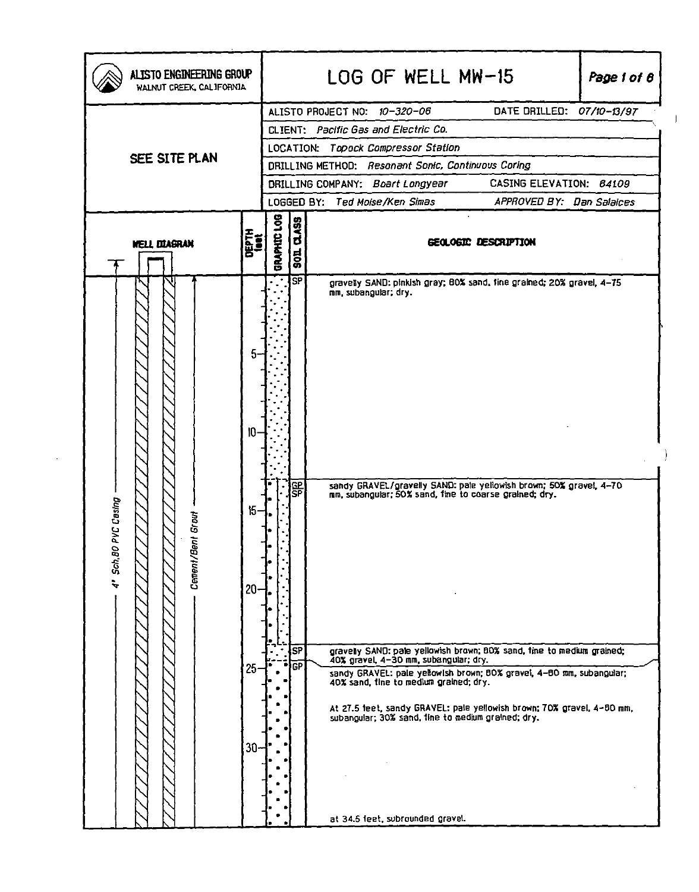# ALISTO ENGINEERING GROUP
WALNUT CREEK, CALIFORNIA

# LOG OF WELL MW-15

SEE SITE PLAN

| | |
|---|---|
| ALISTO PROJECT NO: *10-320-06* | DATE DRILLED: *07/10-13/97* |
| CLIENT: *Pacific Gas and Electric Co.* | |
| LOCATION: *Topock Compressor Station* | |
| DRILLING METHOD: *Resonant Sonic, Continuous Coring* | |
| DRILLING COMPANY: *Boart Longyear* | CASING ELEVATION: *84109* |
| LOGGED BY: *Ted Moise/Ken Simas* | APPROVED BY: *Dan Salaices* |

WELL DIAGRAM: 4" Sch.80 PVC Casing; Cement/Bent Grout

| DEPTH (feet) | SOIL CLASS | GEOLOGIC DESCRIPTION |
|---|---|---|
| 0 | SP | gravelly SAND: pinkish gray; 80% sand, fine grained; 20% gravel, 4-75 mm, subangular; dry. |
| 13 | GP SP | sandy GRAVEL/gravelly SAND: pale yellowish brown; 50% gravel, 4-70 mm, subangular; 50% sand, fine to coarse grained; dry. |
| 23.5 | SP | gravelly SAND: pale yellowish brown; 80% sand, fine to medium grained; 40% gravel, 4-30 mm, subangular; dry. |
| 24.5 | GP | sandy GRAVEL: pale yellowish brown; 80% gravel, 4-80 mm, subangular; 40% sand, fine to medium grained; dry. |
| | | At 27.5 feet, sandy GRAVEL: pale yellowish brown; 70% gravel, 4-80 mm, subangular; 30% sand, fine to medium grained; dry. |
| | | at 34.5 feet, subrounded gravel. |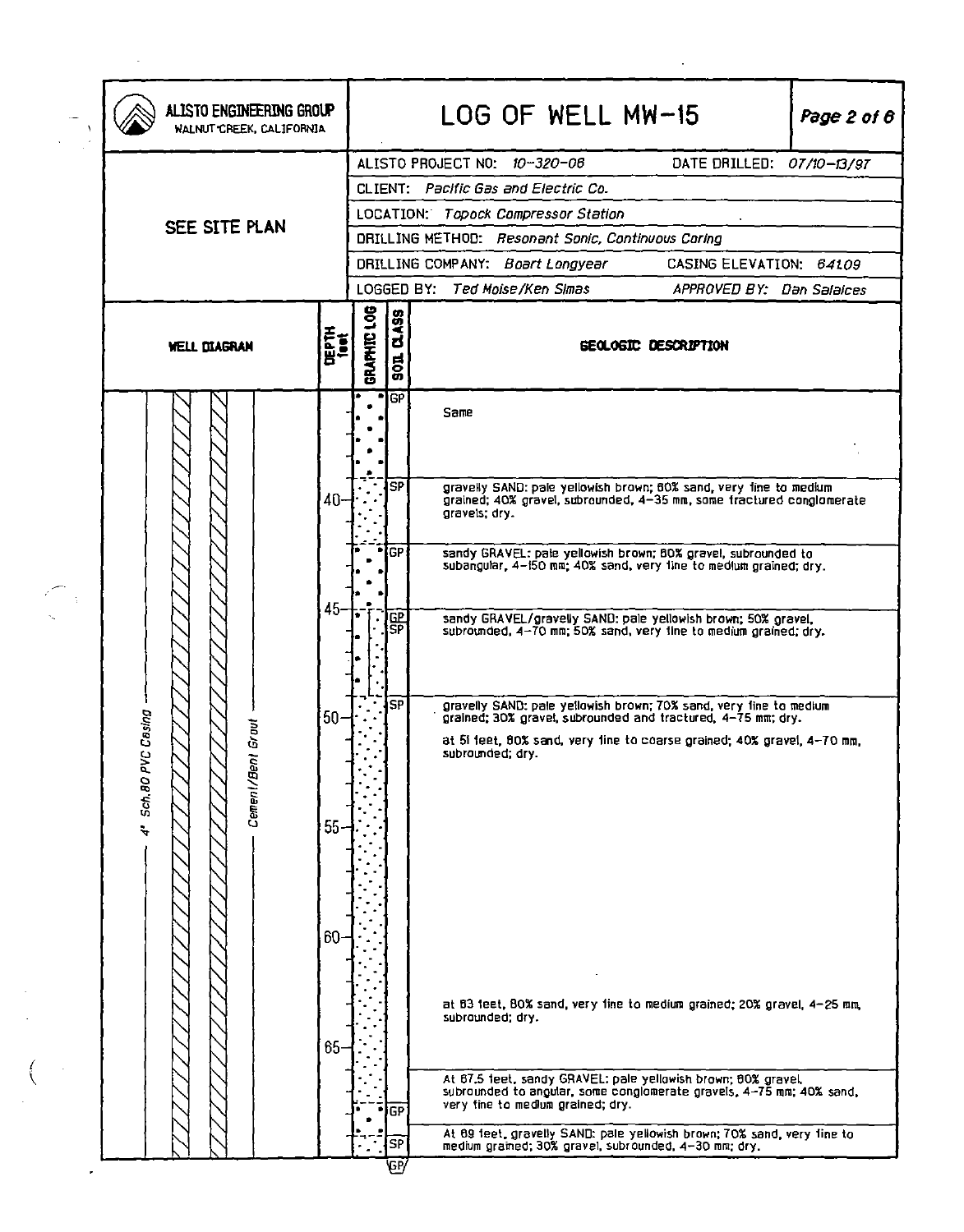# LOG OF WELL MW-15

**ALISTO ENGINEERING GROUP**
WALNUT CREEK, CALIFORNIA

SEE SITE PLAN

| | |
|---|---|
| ALISTO PROJECT NO: *10-320-08* | DATE DRILLED: *07/10-13/97* |
| CLIENT: *Pacific Gas and Electric Co.* | |
| LOCATION: *Topock Compressor Station* | |
| DRILLING METHOD: *Resonant Sonic, Continuous Coring* | |
| DRILLING COMPANY: *Boart Longyear* | CASING ELEVATION: *641.09* |
| LOGGED BY: *Ted Moise/Ken Simas* | APPROVED BY: *Dan Salaices* |

**WELL DIAGRAM:** 4" Sch.80 PVC Casing; Cement/Bent Grout

| DEPTH (feet) | SOIL CLASS | GEOLOGIC DESCRIPTION |
|---|---|---|
| | GP | Same |
| 40 | SP | gravelly SAND: pale yellowish brown; 60% sand, very fine to medium grained; 40% gravel, subrounded, 4–35 mm, some fractured conglomerate gravels; dry. |
| | GP | sandy GRAVEL: pale yellowish brown; 60% gravel, subrounded to subangular, 4–150 mm; 40% sand, very fine to medium grained; dry. |
| 45 | GP/SP | sandy GRAVEL/gravelly SAND: pale yellowish brown; 50% gravel, subrounded, 4–70 mm; 50% sand, very fine to medium grained; dry. |
| 50 | SP | gravelly SAND: pale yellowish brown; 70% sand, very fine to medium grained; 30% gravel, subrounded and fractured, 4–75 mm; dry. <br> at 51 feet, 60% sand, very fine to coarse grained; 40% gravel, 4–70 mm, subrounded; dry. <br> at 63 feet, 80% sand, very fine to medium grained; 20% gravel, 4–25 mm, subrounded; dry. |
| | GP | At 67.5 feet, sandy GRAVEL: pale yellowish brown; 60% gravel, subrounded to angular, some conglomerate gravels, 4–75 mm; 40% sand, very fine to medium grained; dry. |
| | SP | At 69 feet, gravelly SAND: pale yellowish brown; 70% sand, very fine to medium grained; 30% gravel, subrounded, 4–30 mm; dry. |
| | GP | |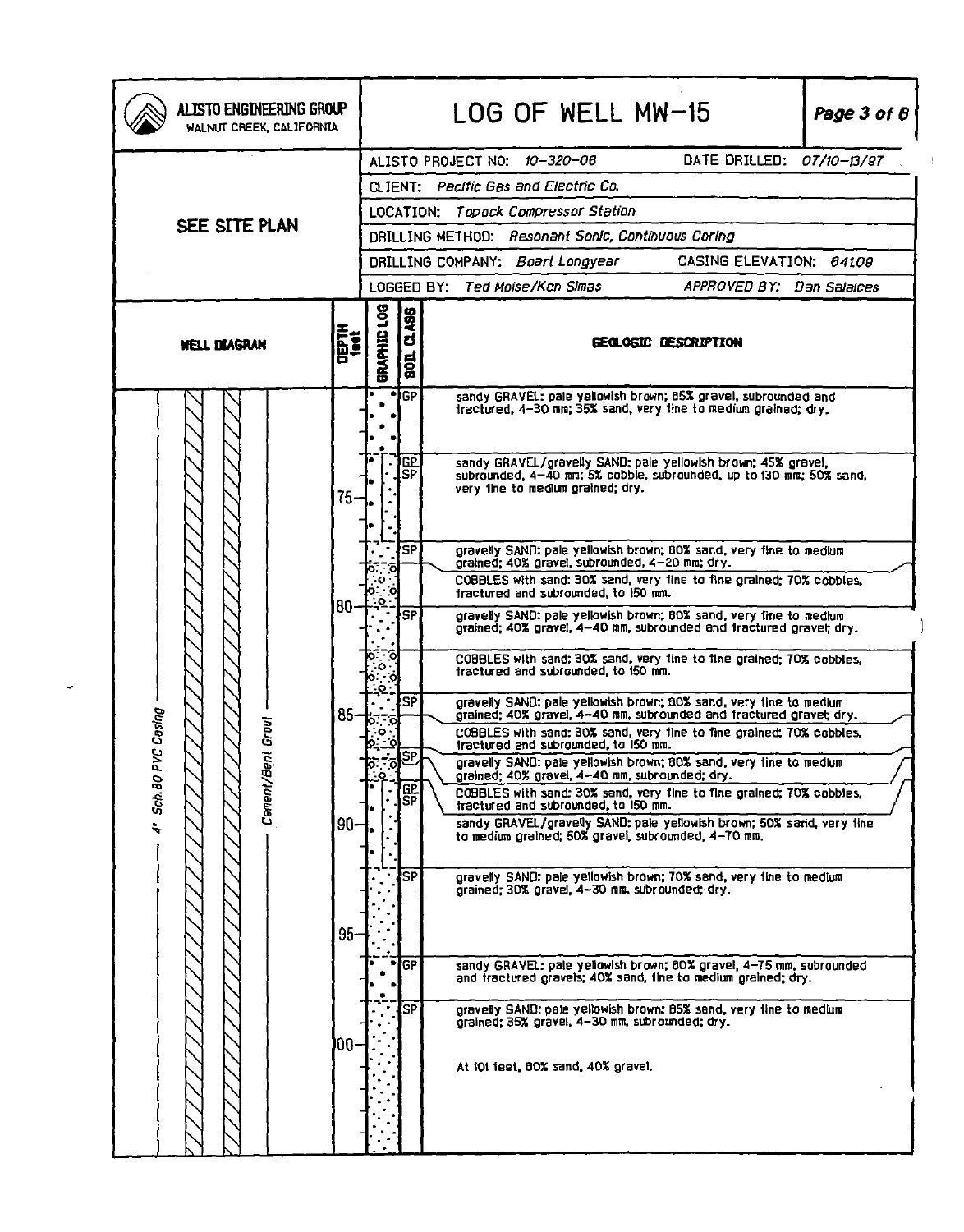# ALISTO ENGINEERING GROUP
WALNUT CREEK, CALIFORNIA

# LOG OF WELL MW-15

| | |
|---|---|
| ALISTO PROJECT NO: *10-320-06* | DATE DRILLED: *07/10-13/97* |
| CLIENT: *Pacific Gas and Electric Co.* | |
| LOCATION: *Topock Compressor Station* | |
| DRILLING METHOD: *Resonant Sonic, Continuous Coring* | |
| DRILLING COMPANY: *Boart Longyear* | CASING ELEVATION: *64109* |
| LOGGED BY: *Ted Moise/Ken Simas* | APPROVED BY: *Dan Salaices* |

SEE SITE PLAN

WELL DIAGRAM: 4" Sch.80 PVC Casing; Cement/Bent Grout

| DEPTH feet | SOIL CLASS | GEOLOGIC DESCRIPTION |
|---|---|---|
| | GP | sandy GRAVEL: pale yellowish brown; 65% gravel, subrounded and fractured, 4–30 mm; 35% sand, very fine to medium grained; dry. |
| 75 | GP/SP | sandy GRAVEL/gravelly SAND: pale yellowish brown; 45% gravel, subrounded, 4–40 mm; 5% cobble, subrounded, up to 130 mm; 50% sand, very fine to medium grained; dry. |
| | SP | gravelly SAND: pale yellowish brown; 60% sand, very fine to medium grained; 40% gravel, subrounded, 4–20 mm; dry. |
| | | COBBLES with sand: 30% sand, very fine to fine grained; 70% cobbles, fractured and subrounded, to 150 mm. |
| 80 | SP | gravelly SAND: pale yellowish brown; 60% sand, very fine to medium grained; 40% gravel, 4–40 mm, subrounded and fractured gravel; dry. |
| | | COBBLES with sand: 30% sand, very fine to fine grained; 70% cobbles, fractured and subrounded, to 150 mm. |
| 85 | SP | gravelly SAND: pale yellowish brown; 60% sand, very fine to medium grained; 40% gravel, 4–40 mm, subrounded and fractured gravel; dry. |
| | | COBBLES with sand: 30% sand, very fine to fine grained; 70% cobbles, fractured and subrounded, to 150 mm. |
| | SP | gravelly SAND: pale yellowish brown; 60% sand, very fine to medium grained; 40% gravel, 4–40 mm, subrounded; dry. |
| | | COBBLES with sand: 30% sand, very fine to fine grained; 70% cobbles, fractured and subrounded, to 150 mm. |
| 90 | GP/SP | sandy GRAVEL/gravelly SAND: pale yellowish brown; 50% sand, very fine to medium grained; 50% gravel, subrounded, 4–70 mm. |
| | SP | gravelly SAND: pale yellowish brown; 70% sand, very fine to medium grained; 30% gravel, 4–30 mm, subrounded; dry. |
| 95 | GP | sandy GRAVEL: pale yellowish brown; 60% gravel, 4–75 mm, subrounded and fractured gravels; 40% sand, fine to medium grained; dry. |
| | SP | gravelly SAND: pale yellowish brown; 65% sand, very fine to medium grained; 35% gravel, 4–30 mm, subrounded; dry. |
| 100 | | At 101 feet, 60% sand, 40% gravel. |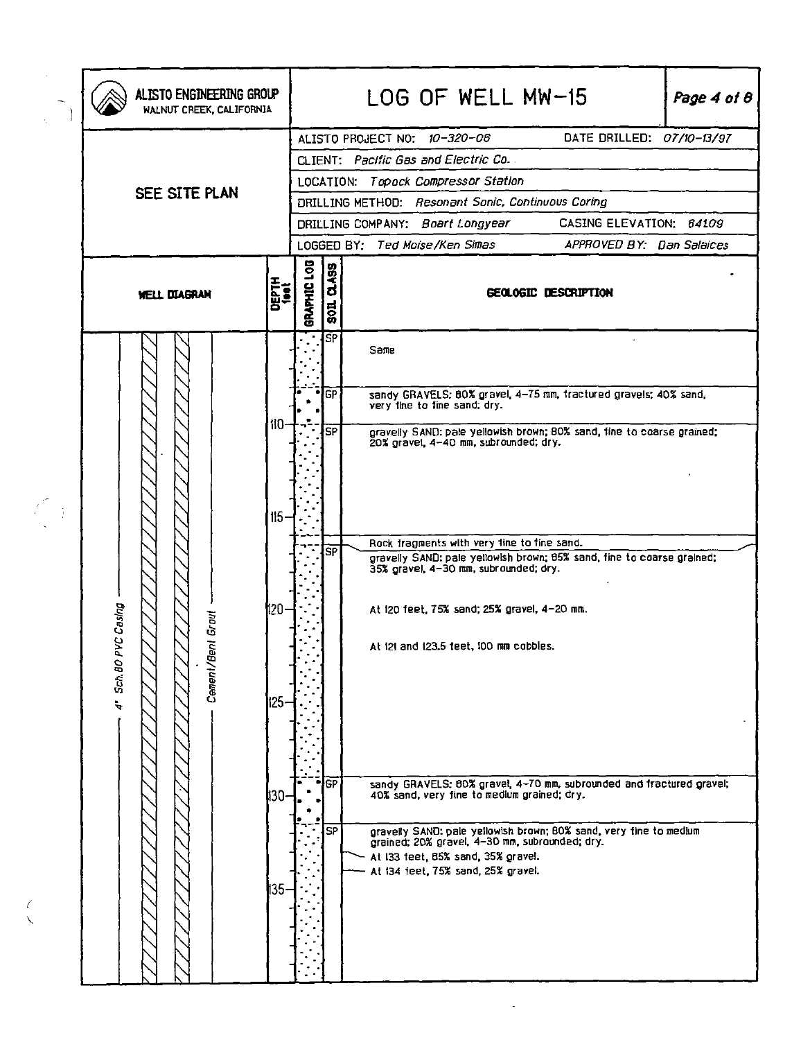# LOG OF WELL MW-15

**ALISTO ENGINEERING GROUP**
WALNUT CREEK, CALIFORNIA

SEE SITE PLAN

| | |
|---|---|
| ALISTO PROJECT NO: *10-320-06* | DATE DRILLED: *07/10-13/97* |
| CLIENT: *Pacific Gas and Electric Co.* | |
| LOCATION: *Topock Compressor Station* | |
| DRILLING METHOD: *Resonant Sonic, Continuous Coring* | |
| DRILLING COMPANY: *Boart Longyear* | CASING ELEVATION: *64109* |
| LOGGED BY: *Ted Moise/Ken Simas* | APPROVED BY: *Dan Salaices* |

**WELL DIAGRAM:** 4" Sch.80 PVC Casing; Cement/Bent Grout

| DEPTH (feet) | SOIL CLASS | GEOLOGIC DESCRIPTION |
|---|---|---|
| | SP | Same |
| | GP | sandy GRAVELS: 80% gravel, 4-75 mm, fractured gravels; 40% sand, very fine to fine sand; dry. |
| 110 | SP | gravelly SAND: pale yellowish brown; 80% sand, fine to coarse grained; 20% gravel, 4-40 mm, subrounded; dry. |
| 115 | | Rock fragments with very fine to fine sand. |
| | SP | gravelly SAND: pale yellowish brown; 85% sand, fine to coarse grained; 35% gravel, 4-30 mm, subrounded; dry. |
| 120 | | At 120 feet, 75% sand; 25% gravel, 4-20 mm. |
| | | At 121 and 123.5 feet, 100 mm cobbles. |
| 125 | | |
| 130 | GP | sandy GRAVELS: 80% gravel, 4-70 mm, subrounded and fractured gravel; 40% sand, very fine to medium grained; dry. |
| | SP | gravelly SAND: pale yellowish brown; 80% sand, very fine to medium grained; 20% gravel, 4-30 mm, subrounded; dry. |
| | | At 133 feet, 85% sand, 35% gravel. |
| | | At 134 feet, 75% sand, 25% gravel. |
| 135 | | |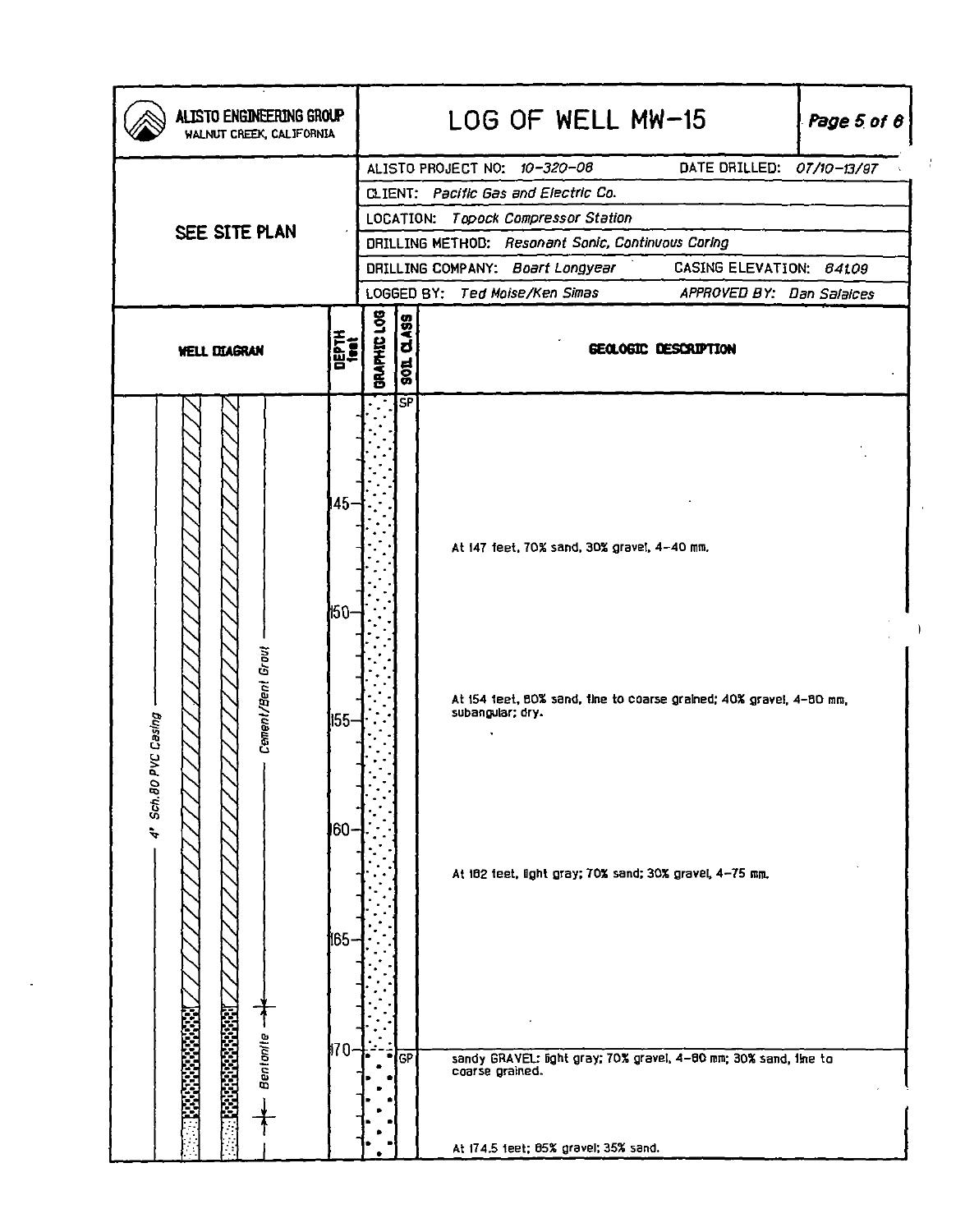# LOG OF WELL MW-15

**ALISTO ENGINEERING GROUP**
WALNUT CREEK, CALIFORNIA

SEE SITE PLAN

| | |
|---|---|
| ALISTO PROJECT NO: *10-320-08* | DATE DRILLED: *07/10-13/97* |
| CLIENT: *Pacific Gas and Electric Co.* | |
| LOCATION: *Topock Compressor Station* | |
| DRILLING METHOD: *Resonant Sonic, Continuous Coring* | |
| DRILLING COMPANY: *Boart Longyear* | CASING ELEVATION: *641.09* |
| LOGGED BY: *Ted Moise/Ken Simas* | APPROVED BY: *Dan Salaices* |

**WELL DIAGRAM:** 4" Sch.80 PVC Casing; Cement/Bent Grout; Bentonite

| DEPTH (feet) | SOIL CLASS | GEOLOGIC DESCRIPTION |
|---|---|---|
| | SP | |
| 145 | | |
| | | At 147 feet, 70% sand, 30% gravel, 4-40 mm. |
| 150 | | |
| | | At 154 feet, 80% sand, fine to coarse grained; 40% gravel, 4-80 mm, subangular; dry. |
| 155 | | |
| 160 | | |
| | | At 162 feet, light gray; 70% sand; 30% gravel, 4-75 mm. |
| 165 | | |
| 170 | GP | sandy GRAVEL: light gray; 70% gravel, 4-80 mm; 30% sand, fine to coarse grained. |
| | | At 174.5 feet; 65% gravel; 35% sand. |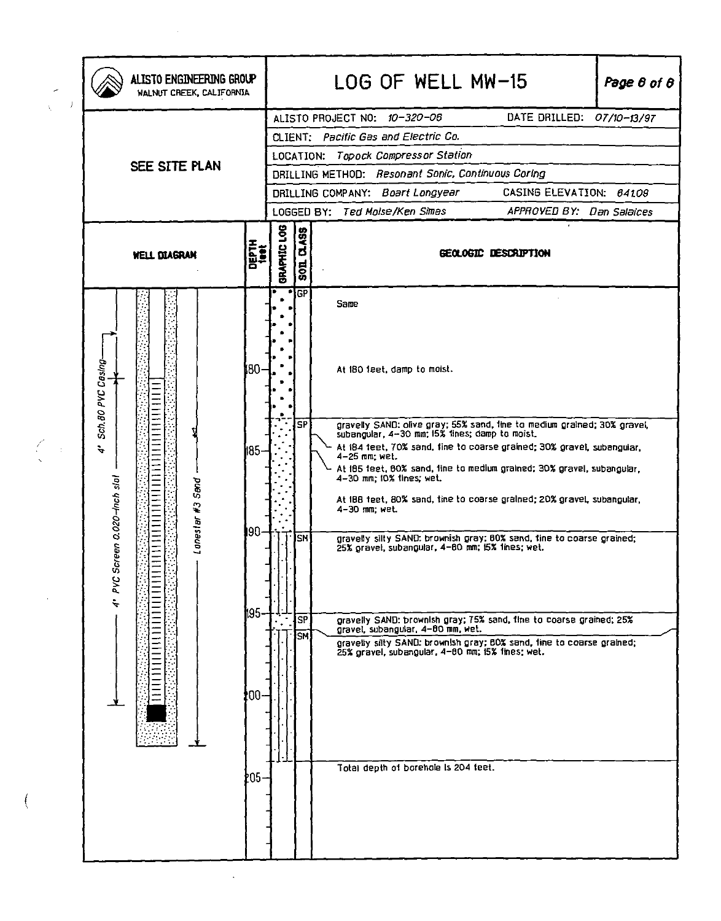# LOG OF WELL MW-15

**ALISTO ENGINEERING GROUP**
WALNUT CREEK, CALIFORNIA

| | |
|---|---|
| ALISTO PROJECT NO: *10-320-06* | DATE DRILLED: *07/10-13/97* |
| CLIENT: *Pacific Gas and Electric Co.* | |
| LOCATION: *Topock Compressor Station* | |
| DRILLING METHOD: *Resonant Sonic, Continuous Coring* | |
| DRILLING COMPANY: *Boart Longyear* | CASING ELEVATION: *641.09* |
| LOGGED BY: *Ted Moise/Ken Simas* | APPROVED BY: *Dan Salaices* |

SEE SITE PLAN

**WELL DIAGRAM**

4" Sch.80 PVC Casing

4" PVC Screen 0.020-inch slot

Lonestar #3 Sand

| DEPTH feet | SOIL CLASS | GEOLOGIC DESCRIPTION |
|---|---|---|
| | GP | Same |
| 180 | | At 180 feet, damp to moist. |
| | SP | gravelly SAND: olive gray; 55% sand, fine to medium grained; 30% gravel, subangular, 4-30 mm; 15% fines; damp to moist. |
| 185 | | At 184 feet, 70% sand, fine to coarse grained; 30% gravel, subangular, 4-25 mm; wet. |
| | | At 186 feet, 60% sand, fine to medium grained; 30% gravel, subangular, 4-30 mm; 10% fines; wet. |
| | | At 188 feet, 80% sand, fine to coarse grained; 20% gravel, subangular, 4-30 mm; wet. |
| 190 | SM | gravelly silty SAND: brownish gray; 60% sand, fine to coarse grained; 25% gravel, subangular, 4-60 mm; 15% fines; wet. |
| 195 | SP | gravelly SAND: brownish gray; 75% sand, fine to coarse grained; 25% gravel, subangular, 4-60 mm, wet. |
| | SM | gravelly silty SAND: brownish gray; 60% sand, fine to coarse grained; 25% gravel, subangular, 4-60 mm; 15% fines; wet. |
| 200 | | |
| 205 | | Total depth of borehole is 204 feet. |